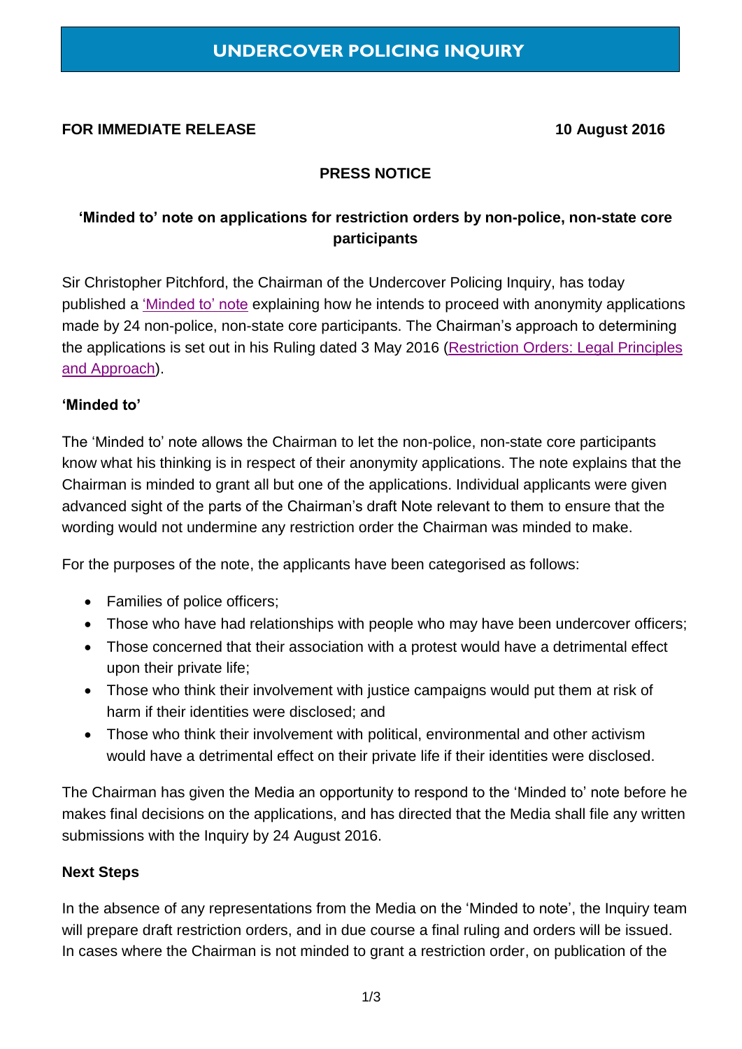# UNDERCOVER POLICING INQUIRY

**FOR IMMEDIATE RELEASE** **10 August 2016**

## PRESS NOTICE

### 'Minded to' note on applications for restriction orders by non-police, non-state core participants

Sir Christopher Pitchford, the Chairman of the Undercover Policing Inquiry, has today published a 'Minded to' note explaining how he intends to proceed with anonymity applications made by 24 non-police, non-state core participants. The Chairman's approach to determining the applications is set out in his Ruling dated 3 May 2016 (Restriction Orders: Legal Principles and Approach).

**'Minded to'**

The 'Minded to' note allows the Chairman to let the non-police, non-state core participants know what his thinking is in respect of their anonymity applications. The note explains that the Chairman is minded to grant all but one of the applications. Individual applicants were given advanced sight of the parts of the Chairman's draft Note relevant to them to ensure that the wording would not undermine any restriction order the Chairman was minded to make.

For the purposes of the note, the applicants have been categorised as follows:

- Families of police officers;
- Those who have had relationships with people who may have been undercover officers;
- Those concerned that their association with a protest would have a detrimental effect upon their private life;
- Those who think their involvement with justice campaigns would put them at risk of harm if their identities were disclosed; and
- Those who think their involvement with political, environmental and other activism would have a detrimental effect on their private life if their identities were disclosed.

The Chairman has given the Media an opportunity to respond to the 'Minded to' note before he makes final decisions on the applications, and has directed that the Media shall file any written submissions with the Inquiry by 24 August 2016.

**Next Steps**

In the absence of any representations from the Media on the 'Minded to note', the Inquiry team will prepare draft restriction orders, and in due course a final ruling and orders will be issued. In cases where the Chairman is not minded to grant a restriction order, on publication of the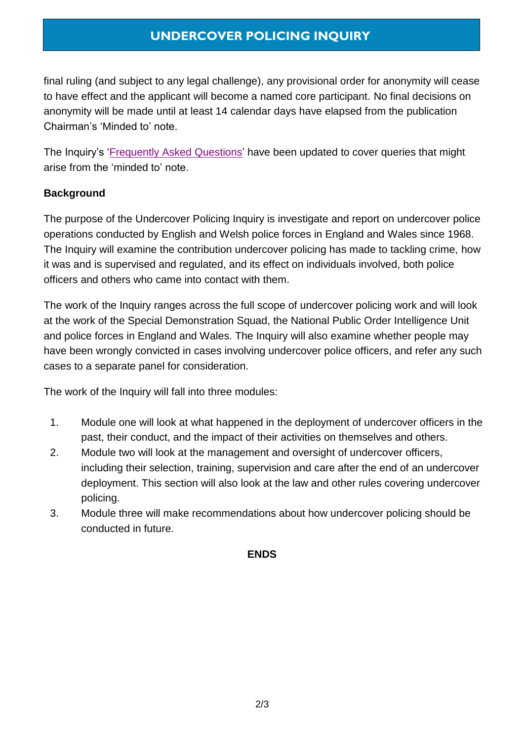final ruling (and subject to any legal challenge), any provisional order for anonymity will cease to have effect and the applicant will become a named core participant. No final decisions on anonymity will be made until at least 14 calendar days have elapsed from the publication Chairman's 'Minded to' note.

The Inquiry's 'Frequently Asked Questions' have been updated to cover queries that might arise from the 'minded to' note.

**Background**

The purpose of the Undercover Policing Inquiry is investigate and report on undercover police operations conducted by English and Welsh police forces in England and Wales since 1968. The Inquiry will examine the contribution undercover policing has made to tackling crime, how it was and is supervised and regulated, and its effect on individuals involved, both police officers and others who came into contact with them.

The work of the Inquiry ranges across the full scope of undercover policing work and will look at the work of the Special Demonstration Squad, the National Public Order Intelligence Unit and police forces in England and Wales. The Inquiry will also examine whether people may have been wrongly convicted in cases involving undercover police officers, and refer any such cases to a separate panel for consideration.

The work of the Inquiry will fall into three modules:

1. Module one will look at what happened in the deployment of undercover officers in the past, their conduct, and the impact of their activities on themselves and others.
2. Module two will look at the management and oversight of undercover officers, including their selection, training, supervision and care after the end of an undercover deployment. This section will also look at the law and other rules covering undercover policing.
3. Module three will make recommendations about how undercover policing should be conducted in future.

**ENDS**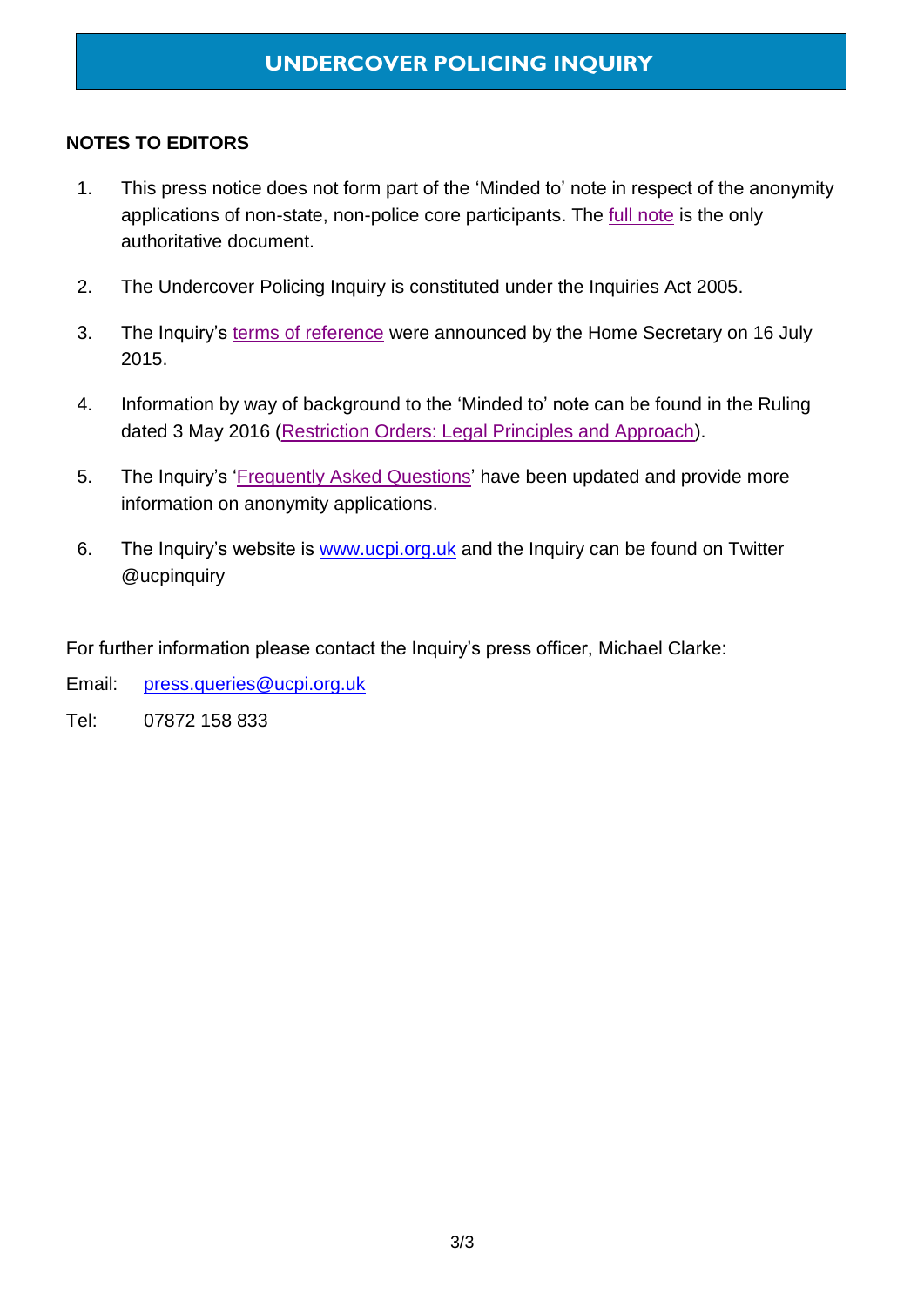# UNDERCOVER POLICING INQUIRY

**NOTES TO EDITORS**

1. This press notice does not form part of the 'Minded to' note in respect of the anonymity applications of non-state, non-police core participants. The full note is the only authoritative document.

2. The Undercover Policing Inquiry is constituted under the Inquiries Act 2005.

3. The Inquiry's terms of reference were announced by the Home Secretary on 16 July 2015.

4. Information by way of background to the 'Minded to' note can be found in the Ruling dated 3 May 2016 (Restriction Orders: Legal Principles and Approach).

5. The Inquiry's 'Frequently Asked Questions' have been updated and provide more information on anonymity applications.

6. The Inquiry's website is www.ucpi.org.uk and the Inquiry can be found on Twitter @ucpinquiry

For further information please contact the Inquiry's press officer, Michael Clarke:

Email: press.queries@ucpi.org.uk

Tel: 07872 158 833